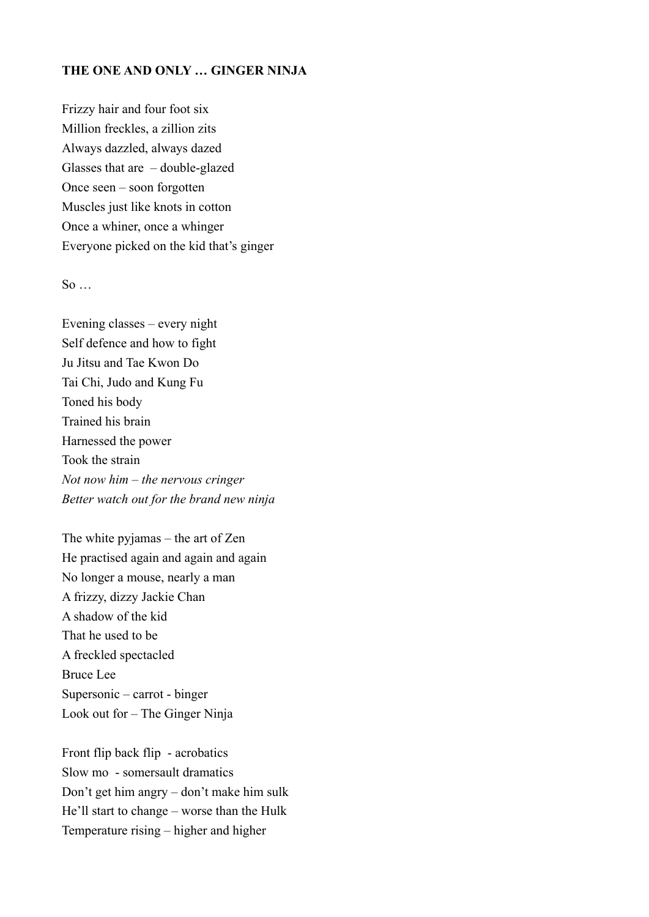**THE ONE AND ONLY … GINGER NINJA**

Frizzy hair and four foot six  
Million freckles, a zillion zits  
Always dazzled, always dazed  
Glasses that are – double-glazed  
Once seen – soon forgotten  
Muscles just like knots in cotton  
Once a whiner, once a whinger  
Everyone picked on the kid that's ginger

So …

Evening classes – every night  
Self defence and how to fight  
Ju Jitsu and Tae Kwon Do  
Tai Chi, Judo and Kung Fu  
Toned his body  
Trained his brain  
Harnessed the power  
Took the strain  
*Not now him – the nervous cringer*  
*Better watch out for the brand new ninja*

The white pyjamas – the art of Zen  
He practised again and again and again  
No longer a mouse, nearly a man  
A frizzy, dizzy Jackie Chan  
A shadow of the kid  
That he used to be  
A freckled spectacled  
Bruce Lee  
Supersonic – carrot - binger  
Look out for – The Ginger Ninja

Front flip back flip - acrobatics  
Slow mo - somersault dramatics  
Don't get him angry – don't make him sulk  
He'll start to change – worse than the Hulk  
Temperature rising – higher and higher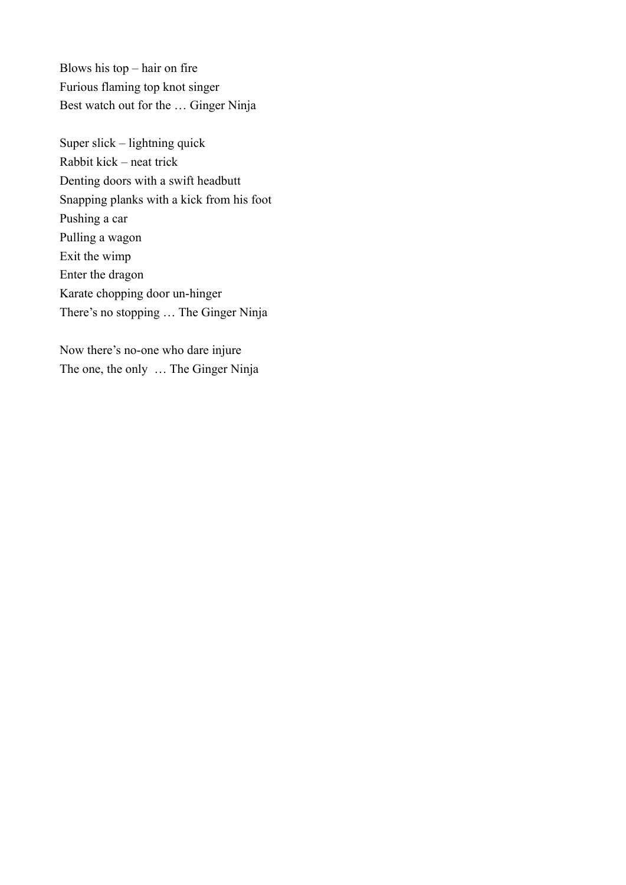Blows his top – hair on fire
Furious flaming top knot singer
Best watch out for the … Ginger Ninja

Super slick – lightning quick
Rabbit kick – neat trick
Denting doors with a swift headbutt
Snapping planks with a kick from his foot
Pushing a car
Pulling a wagon
Exit the wimp
Enter the dragon
Karate chopping door un-hinger
There's no stopping … The Ginger Ninja

Now there's no-one who dare injure
The one, the only … The Ginger Ninja